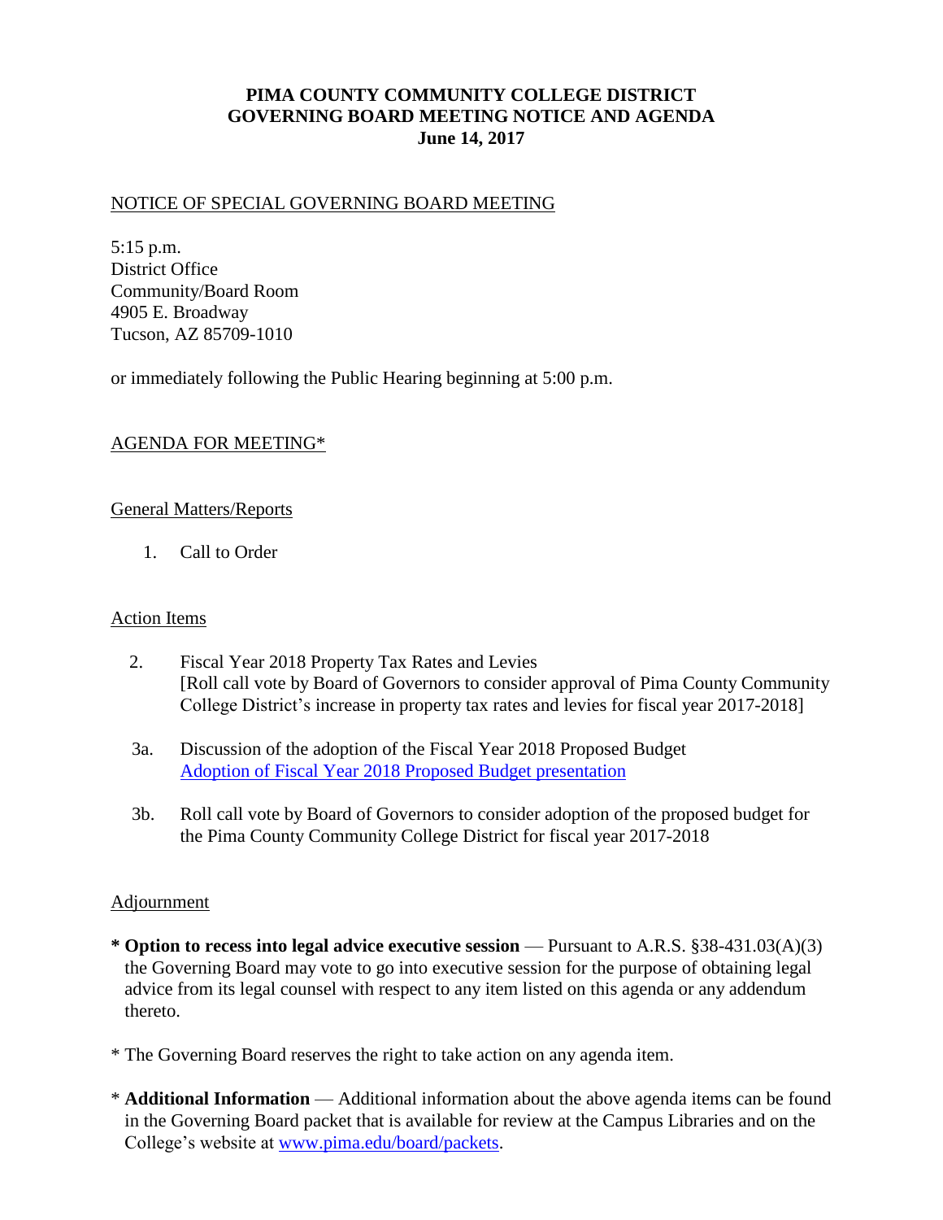# PIMA COUNTY COMMUNITY COLLEGE DISTRICT
# GOVERNING BOARD MEETING NOTICE AND AGENDA
# June 14, 2017

## NOTICE OF SPECIAL GOVERNING BOARD MEETING

5:15 p.m.
District Office
Community/Board Room
4905 E. Broadway
Tucson, AZ 85709-1010

or immediately following the Public Hearing beginning at 5:00 p.m.

## AGENDA FOR MEETING*

### General Matters/Reports

1. Call to Order

### Action Items

2. Fiscal Year 2018 Property Tax Rates and Levies
[Roll call vote by Board of Governors to consider approval of Pima County Community College District's increase in property tax rates and levies for fiscal year 2017-2018]

3a. Discussion of the adoption of the Fiscal Year 2018 Proposed Budget
Adoption of Fiscal Year 2018 Proposed Budget presentation

3b. Roll call vote by Board of Governors to consider adoption of the proposed budget for the Pima County Community College District for fiscal year 2017-2018

### Adjournment

* **Option to recess into legal advice executive session** — Pursuant to A.R.S. §38-431.03(A)(3) the Governing Board may vote to go into executive session for the purpose of obtaining legal advice from its legal counsel with respect to any item listed on this agenda or any addendum thereto.

* The Governing Board reserves the right to take action on any agenda item.

* **Additional Information** — Additional information about the above agenda items can be found in the Governing Board packet that is available for review at the Campus Libraries and on the College's website at www.pima.edu/board/packets.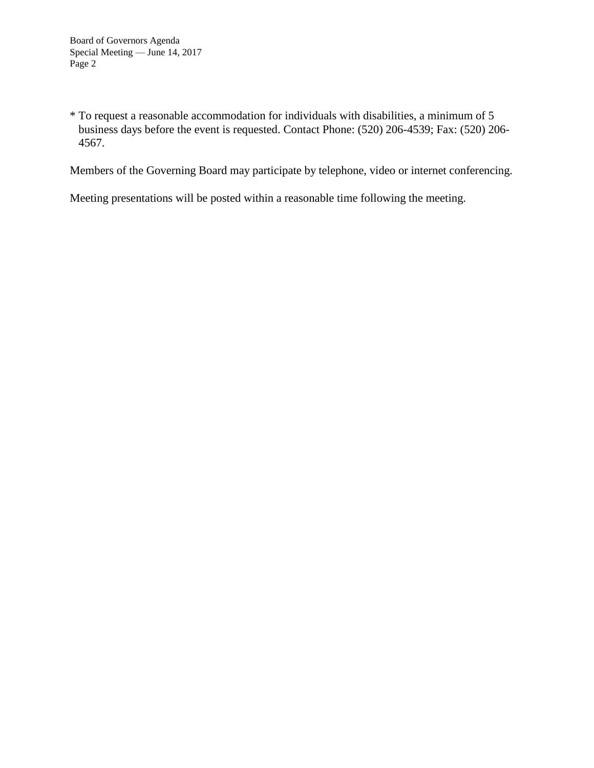* To request a reasonable accommodation for individuals with disabilities, a minimum of 5 business days before the event is requested. Contact Phone: (520) 206-4539; Fax: (520) 206-4567.

Members of the Governing Board may participate by telephone, video or internet conferencing.

Meeting presentations will be posted within a reasonable time following the meeting.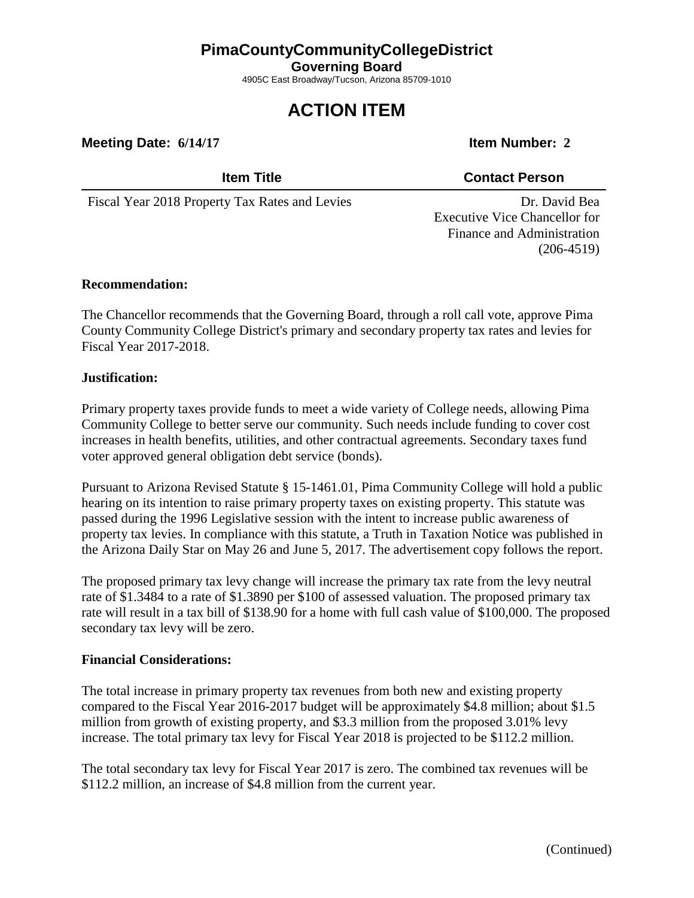# PimaCountyCommunityCollegeDistrict

**Governing Board**

4905C East Broadway/Tucson, Arizona 85709-1010

# ACTION ITEM

**Meeting Date: 6/14/17** **Item Number: 2**

| Item Title | Contact Person |
|---|---|
| Fiscal Year 2018 Property Tax Rates and Levies | Dr. David Bea<br>Executive Vice Chancellor for Finance and Administration<br>(206-4519) |

**Recommendation:**

The Chancellor recommends that the Governing Board, through a roll call vote, approve Pima County Community College District's primary and secondary property tax rates and levies for Fiscal Year 2017-2018.

**Justification:**

Primary property taxes provide funds to meet a wide variety of College needs, allowing Pima Community College to better serve our community. Such needs include funding to cover cost increases in health benefits, utilities, and other contractual agreements. Secondary taxes fund voter approved general obligation debt service (bonds).

Pursuant to Arizona Revised Statute § 15-1461.01, Pima Community College will hold a public hearing on its intention to raise primary property taxes on existing property. This statute was passed during the 1996 Legislative session with the intent to increase public awareness of property tax levies. In compliance with this statute, a Truth in Taxation Notice was published in the Arizona Daily Star on May 26 and June 5, 2017. The advertisement copy follows the report.

The proposed primary tax levy change will increase the primary tax rate from the levy neutral rate of $1.3484 to a rate of $1.3890 per $100 of assessed valuation. The proposed primary tax rate will result in a tax bill of $138.90 for a home with full cash value of $100,000. The proposed secondary tax levy will be zero.

**Financial Considerations:**

The total increase in primary property tax revenues from both new and existing property compared to the Fiscal Year 2016-2017 budget will be approximately $4.8 million; about $1.5 million from growth of existing property, and $3.3 million from the proposed 3.01% levy increase. The total primary tax levy for Fiscal Year 2018 is projected to be $112.2 million.

The total secondary tax levy for Fiscal Year 2017 is zero. The combined tax revenues will be $112.2 million, an increase of $4.8 million from the current year.

(Continued)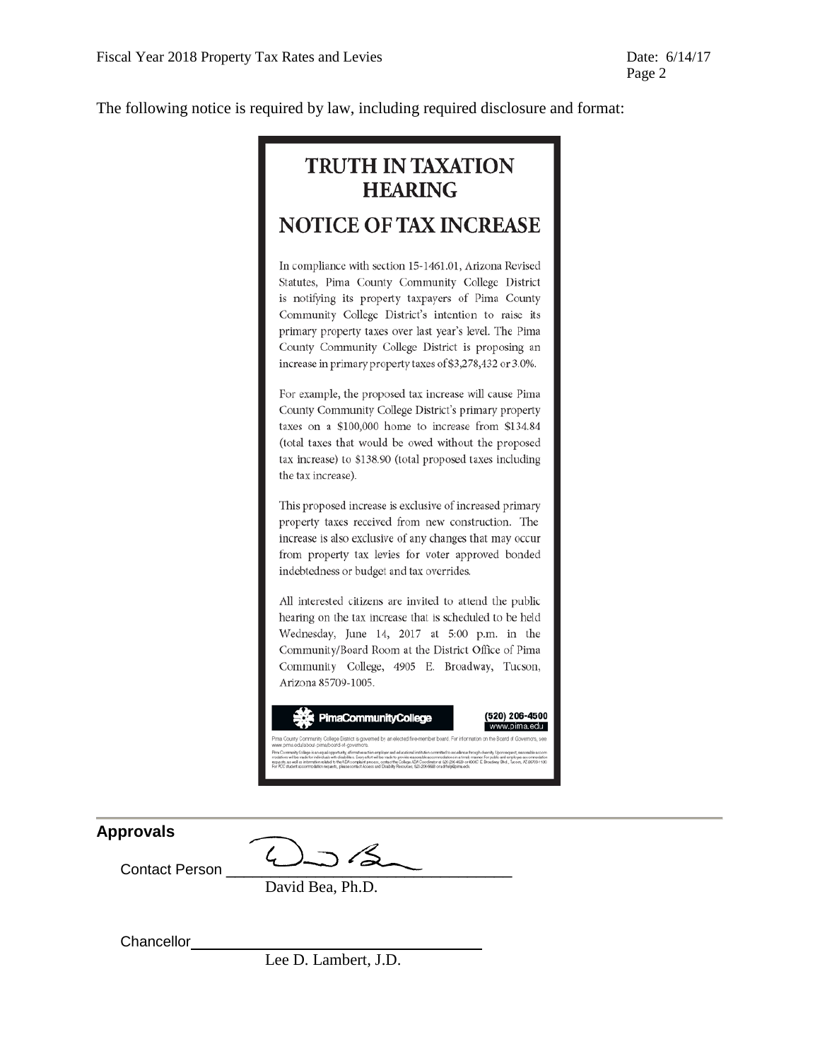The following notice is required by law, including required disclosure and format:

# TRUTH IN TAXATION HEARING

# NOTICE OF TAX INCREASE

In compliance with section 15-1461.01, Arizona Revised Statutes, Pima County Community College District is notifying its property taxpayers of Pima County Community College District's intention to raise its primary property taxes over last year's level. The Pima County Community College District is proposing an increase in primary property taxes of $3,278,432 or 3.0%.

For example, the proposed tax increase will cause Pima County Community College District's primary property taxes on a $100,000 home to increase from $134.84 (total taxes that would be owed without the proposed tax increase) to $138.90 (total proposed taxes including the tax increase).

This proposed increase is exclusive of increased primary property taxes received from new construction. The increase is also exclusive of any changes that may occur from property tax levies for voter approved bonded indebtedness or budget and tax overrides.

All interested citizens are invited to attend the public hearing on the tax increase that is scheduled to be held Wednesday, June 14, 2017 at 5:00 p.m. in the Community/Board Room at the District Office of Pima Community College, 4905 E. Broadway, Tucson, Arizona 85709-1005.

PimaCommunityCollege (520) 206-4500 www.pima.edu

Pima County Community College District is governed by an elected five-member board. For information on the Board of Governors, see: www.pima.edu/about-pima/board-of-governors.

## Approvals

Contact Person ______________________
David Bea, Ph.D.

Chancellor ______________________
Lee D. Lambert, J.D.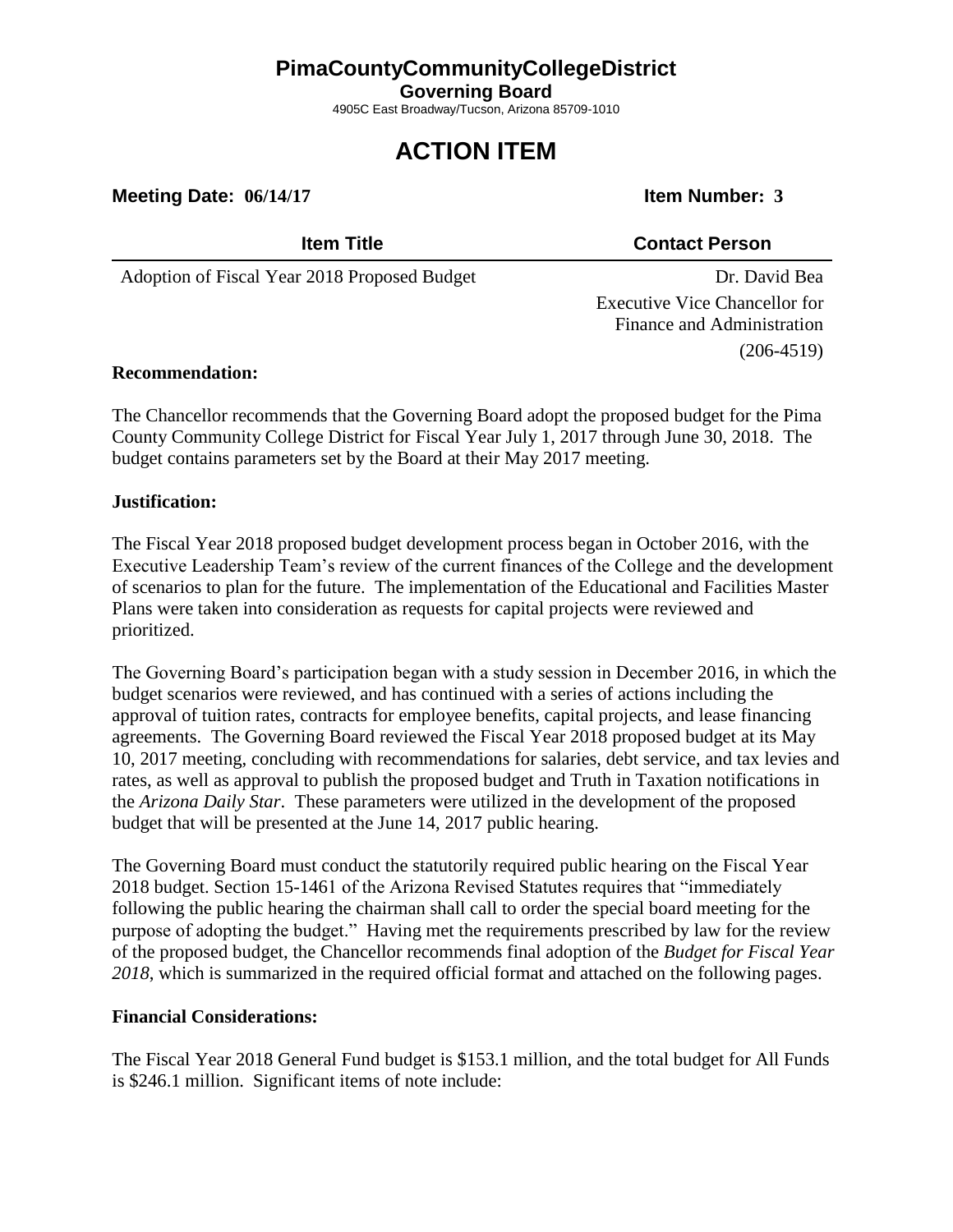# PimaCountyCommunityCollegeDistrict

**Governing Board**

4905C East Broadway/Tucson, Arizona 85709-1010

# ACTION ITEM

**Meeting Date: 06/14/17** **Item Number: 3**

| Item Title | Contact Person |
|---|---|
| Adoption of Fiscal Year 2018 Proposed Budget | Dr. David Bea<br>Executive Vice Chancellor for Finance and Administration<br>(206-4519) |

**Recommendation:**

The Chancellor recommends that the Governing Board adopt the proposed budget for the Pima County Community College District for Fiscal Year July 1, 2017 through June 30, 2018. The budget contains parameters set by the Board at their May 2017 meeting.

**Justification:**

The Fiscal Year 2018 proposed budget development process began in October 2016, with the Executive Leadership Team's review of the current finances of the College and the development of scenarios to plan for the future. The implementation of the Educational and Facilities Master Plans were taken into consideration as requests for capital projects were reviewed and prioritized.

The Governing Board's participation began with a study session in December 2016, in which the budget scenarios were reviewed, and has continued with a series of actions including the approval of tuition rates, contracts for employee benefits, capital projects, and lease financing agreements. The Governing Board reviewed the Fiscal Year 2018 proposed budget at its May 10, 2017 meeting, concluding with recommendations for salaries, debt service, and tax levies and rates, as well as approval to publish the proposed budget and Truth in Taxation notifications in the *Arizona Daily Star*. These parameters were utilized in the development of the proposed budget that will be presented at the June 14, 2017 public hearing.

The Governing Board must conduct the statutorily required public hearing on the Fiscal Year 2018 budget. Section 15-1461 of the Arizona Revised Statutes requires that "immediately following the public hearing the chairman shall call to order the special board meeting for the purpose of adopting the budget." Having met the requirements prescribed by law for the review of the proposed budget, the Chancellor recommends final adoption of the *Budget for Fiscal Year 2018*, which is summarized in the required official format and attached on the following pages.

**Financial Considerations:**

The Fiscal Year 2018 General Fund budget is \$153.1 million, and the total budget for All Funds is \$246.1 million. Significant items of note include: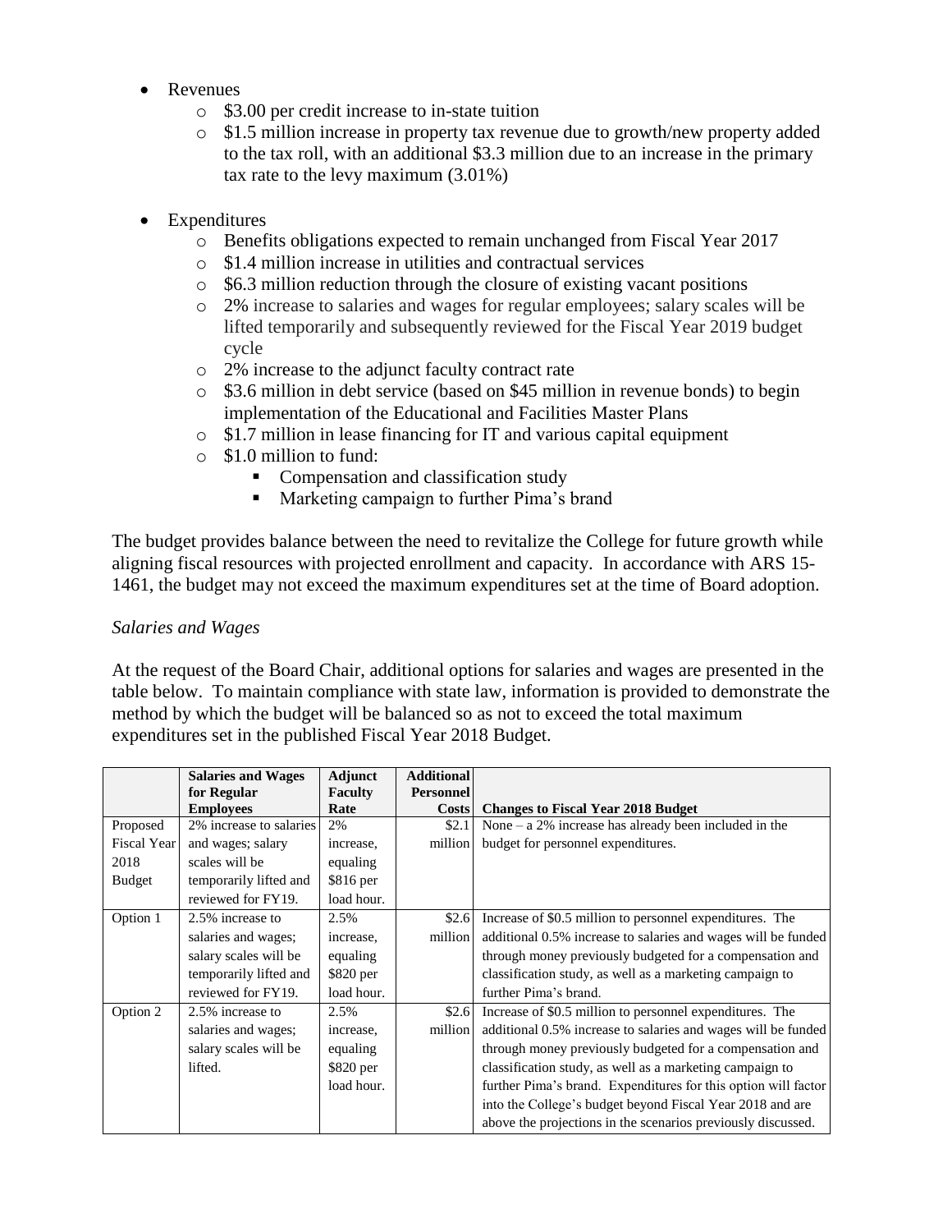- Revenues
  - $3.00 per credit increase to in-state tuition
  - $1.5 million increase in property tax revenue due to growth/new property added to the tax roll, with an additional $3.3 million due to an increase in the primary tax rate to the levy maximum (3.01%)

- Expenditures
  - Benefits obligations expected to remain unchanged from Fiscal Year 2017
  - $1.4 million increase in utilities and contractual services
  - $6.3 million reduction through the closure of existing vacant positions
  - 2% increase to salaries and wages for regular employees; salary scales will be lifted temporarily and subsequently reviewed for the Fiscal Year 2019 budget cycle
  - 2% increase to the adjunct faculty contract rate
  - $3.6 million in debt service (based on $45 million in revenue bonds) to begin implementation of the Educational and Facilities Master Plans
  - $1.7 million in lease financing for IT and various capital equipment
  - $1.0 million to fund:
    - Compensation and classification study
    - Marketing campaign to further Pima's brand

The budget provides balance between the need to revitalize the College for future growth while aligning fiscal resources with projected enrollment and capacity. In accordance with ARS 15-1461, the budget may not exceed the maximum expenditures set at the time of Board adoption.

*Salaries and Wages*

At the request of the Board Chair, additional options for salaries and wages are presented in the table below. To maintain compliance with state law, information is provided to demonstrate the method by which the budget will be balanced so as not to exceed the total maximum expenditures set in the published Fiscal Year 2018 Budget.

| | **Salaries and Wages for Regular Employees** | **Adjunct Faculty Rate** | **Additional Personnel Costs** | **Changes to Fiscal Year 2018 Budget** |
|---|---|---|---|---|
| Proposed Fiscal Year 2018 Budget | 2% increase to salaries and wages; salary scales will be temporarily lifted and reviewed for FY19. | 2% increase, equaling $816 per load hour. | $2.1 million | None – a 2% increase has already been included in the budget for personnel expenditures. |
| Option 1 | 2.5% increase to salaries and wages; salary scales will be temporarily lifted and reviewed for FY19. | 2.5% increase, equaling $820 per load hour. | $2.6 million | Increase of $0.5 million to personnel expenditures. The additional 0.5% increase to salaries and wages will be funded through money previously budgeted for a compensation and classification study, as well as a marketing campaign to further Pima's brand. |
| Option 2 | 2.5% increase to salaries and wages; salary scales will be lifted. | 2.5% increase, equaling $820 per load hour. | $2.6 million | Increase of $0.5 million to personnel expenditures. The additional 0.5% increase to salaries and wages will be funded through money previously budgeted for a compensation and classification study, as well as a marketing campaign to further Pima's brand. Expenditures for this option will factor into the College's budget beyond Fiscal Year 2018 and are above the projections in the scenarios previously discussed. |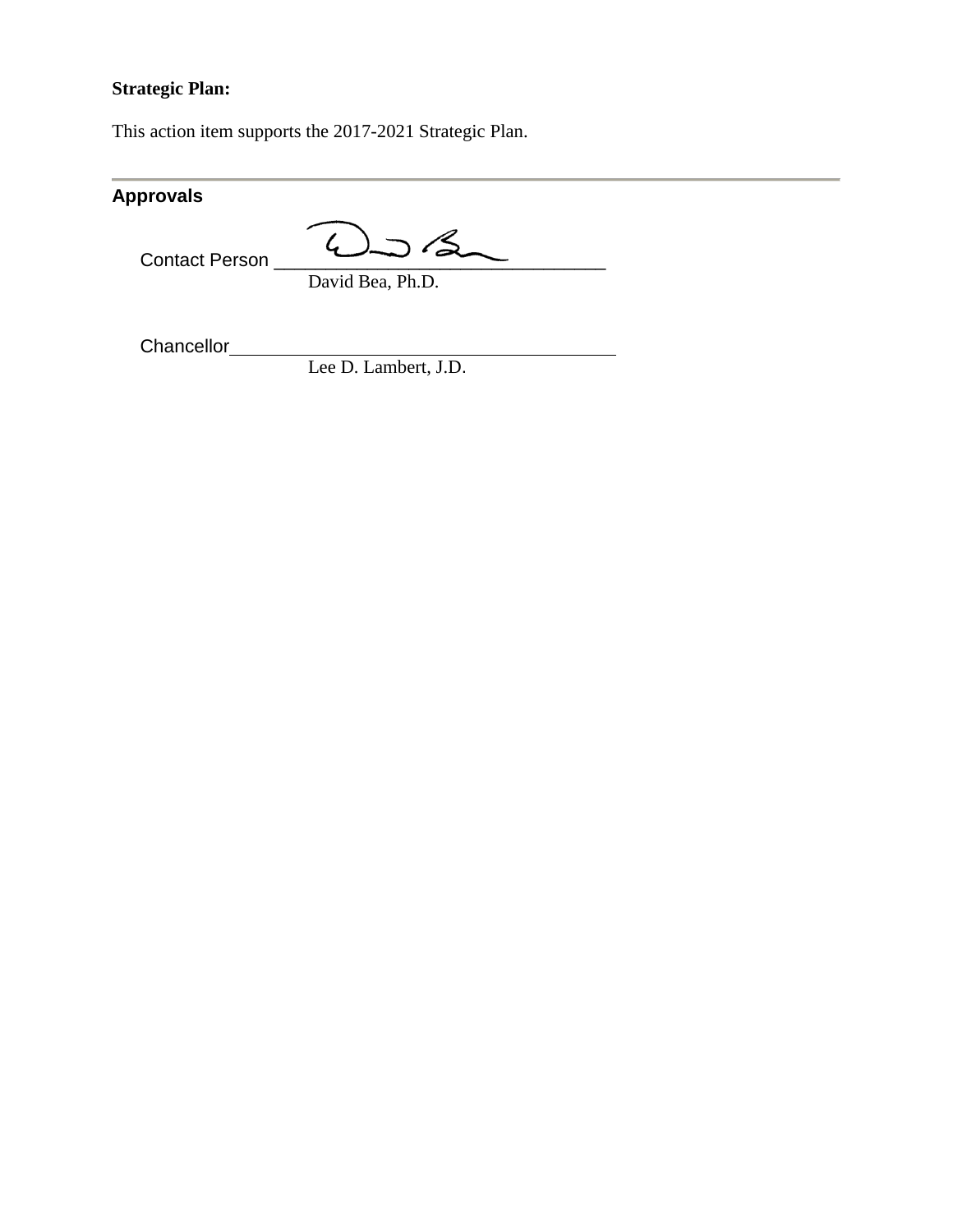**Strategic Plan:**

This action item supports the 2017-2021 Strategic Plan.

---

## Approvals

Contact Person ________________________________
David Bea, Ph.D.

Chancellor________________________________
Lee D. Lambert, J.D.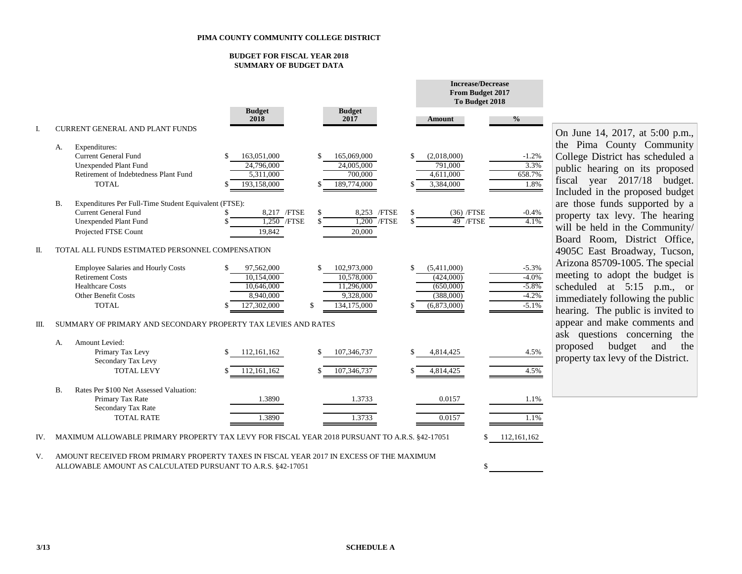**PIMA COUNTY COMMUNITY COLLEGE DISTRICT**

**BUDGET FOR FISCAL YEAR 2018**
**SUMMARY OF BUDGET DATA**

| | | | Budget 2018 | Budget 2017 | Increase/Decrease From Budget 2017 To Budget 2018 Amount | % |
|---|---|---|---|---|---|---|
| I. | CURRENT GENERAL AND PLANT FUNDS | | | | | |
| | A. | Expenditures: | | | | |
| | | Current General Fund | $ 163,051,000 | $ 165,069,000 | $ (2,018,000) | -1.2% |
| | | Unexpended Plant Fund | 24,796,000 | 24,005,000 | 791,000 | 3.3% |
| | | Retirement of Indebtedness Plant Fund | 5,311,000 | 700,000 | 4,611,000 | 658.7% |
| | | TOTAL | $ 193,158,000 | $ 189,774,000 | $ 3,384,000 | 1.8% |
| | B. | Expenditures Per Full-Time Student Equivalent (FTSE): | | | | |
| | | Current General Fund | $ 8,217 /FTSE | $ 8,253 /FTSE | $ (36) /FTSE | -0.4% |
| | | Unexpended Plant Fund | $ 1,250 /FTSE | $ 1,200 /FTSE | $ 49 /FTSE | 4.1% |
| | | Projected FTSE Count | 19,842 | 20,000 | | |
| II. | TOTAL ALL FUNDS ESTIMATED PERSONNEL COMPENSATION | | | | | |
| | | Employee Salaries and Hourly Costs | $ 97,562,000 | $ 102,973,000 | $ (5,411,000) | -5.3% |
| | | Retirement Costs | 10,154,000 | 10,578,000 | (424,000) | -4.0% |
| | | Healthcare Costs | 10,646,000 | 11,296,000 | (650,000) | -5.8% |
| | | Other Benefit Costs | 8,940,000 | 9,328,000 | (388,000) | -4.2% |
| | | TOTAL | $ 127,302,000 | $ 134,175,000 | $ (6,873,000) | -5.1% |
| III. | SUMMARY OF PRIMARY AND SECONDARY PROPERTY TAX LEVIES AND RATES | | | | | |
| | A. | Amount Levied: | | | | |
| | | Primary Tax Levy | $ 112,161,162 | $ 107,346,737 | $ 4,814,425 | 4.5% |
| | | Secondary Tax Levy | | | | |
| | | TOTAL LEVY | $ 112,161,162 | $ 107,346,737 | $ 4,814,425 | 4.5% |
| | B. | Rates Per $100 Net Assessed Valuation: | | | | |
| | | Primary Tax Rate | 1.3890 | 1.3733 | 0.0157 | 1.1% |
| | | Secondary Tax Rate | | | | |
| | | TOTAL RATE | 1.3890 | 1.3733 | 0.0157 | 1.1% |

IV. MAXIMUM ALLOWABLE PRIMARY PROPERTY TAX LEVY FOR FISCAL YEAR 2018 PURSUANT TO A.R.S. §42-17051 $ 112,161,162

V. AMOUNT RECEIVED FROM PRIMARY PROPERTY TAXES IN FISCAL YEAR 2017 IN EXCESS OF THE MAXIMUM ALLOWABLE AMOUNT AS CALCULATED PURSUANT TO A.R.S. §42-17051 $

On June 14, 2017, at 5:00 p.m., the Pima County Community College District has scheduled a public hearing on its proposed fiscal year 2017/18 budget. Included in the proposed budget are those funds supported by a property tax levy. The hearing will be held in the Community/ Board Room, District Office, 4905C East Broadway, Tucson, Arizona 85709-1005. The special meeting to adopt the budget is scheduled at 5:15 p.m., or immediately following the public hearing. The public is invited to appear and make comments and ask questions concerning the proposed budget and the property tax levy of the District.

3/13

**SCHEDULE A**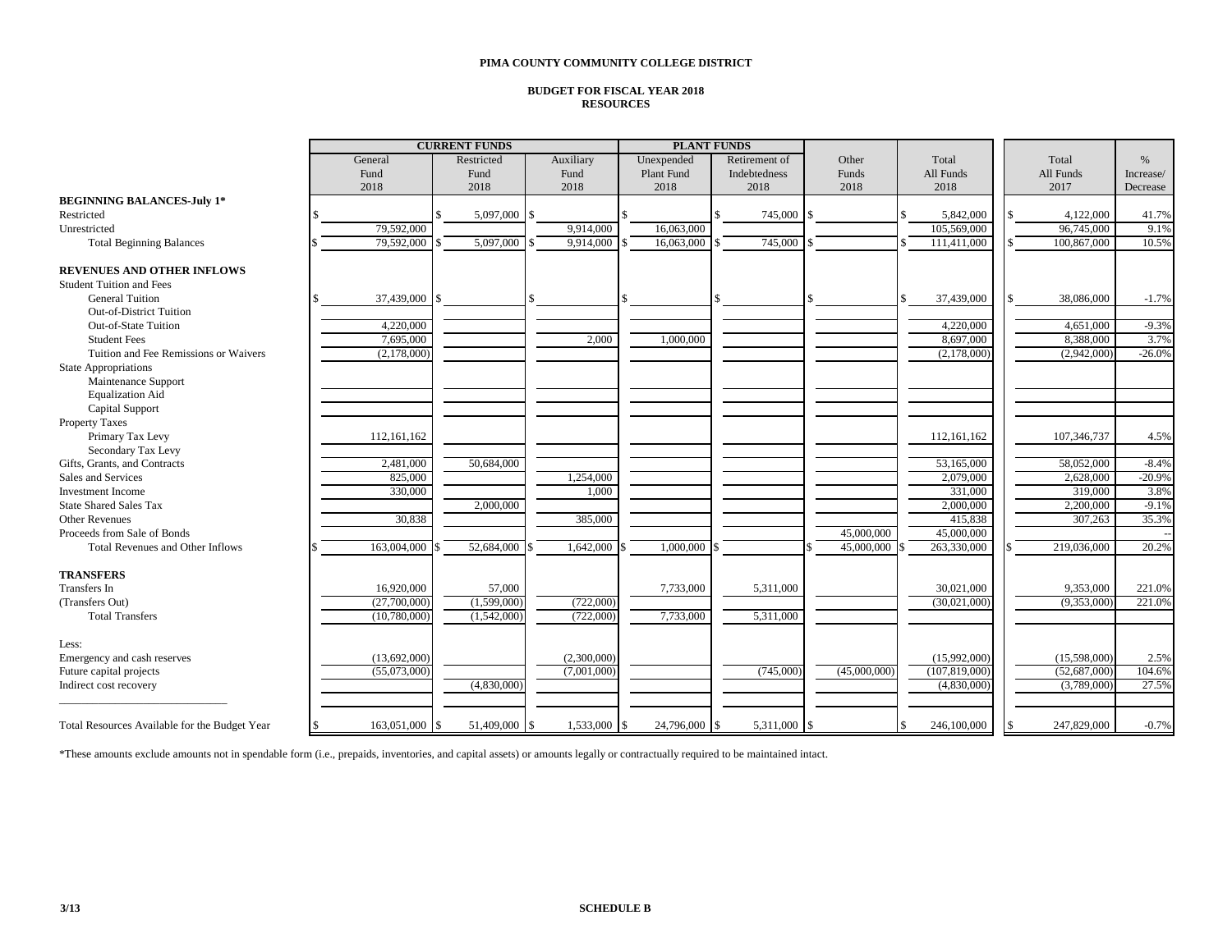**PIMA COUNTY COMMUNITY COLLEGE DISTRICT**

**BUDGET FOR FISCAL YEAR 2018**
**RESOURCES**

| | CURRENT FUNDS | | | PLANT FUNDS | | | | | |
|---|---|---|---|---|---|---|---|---|---|
| | General Fund 2018 | Restricted Fund 2018 | Auxiliary Fund 2018 | Unexpended Plant Fund 2018 | Retirement of Indebtedness 2018 | Other Funds 2018 | Total All Funds 2018 | Total All Funds 2017 | % Increase/ Decrease |
| **BEGINNING BALANCES-July 1*** | | | | | | | | | |
| Restricted | $ | $ 5,097,000 | $ | $ | $ 745,000 | $ | $ 5,842,000 | $ 4,122,000 | 41.7% |
| Unrestricted | 79,592,000 | | 9,914,000 | 16,063,000 | | | 105,569,000 | 96,745,000 | 9.1% |
| Total Beginning Balances | $ 79,592,000 | $ 5,097,000 | $ 9,914,000 | $ 16,063,000 | $ 745,000 | $ | $ 111,411,000 | $ 100,867,000 | 10.5% |
| **REVENUES AND OTHER INFLOWS** | | | | | | | | | |
| Student Tuition and Fees | | | | | | | | | |
| General Tuition | $ 37,439,000 | $ | $ | $ | $ | $ | $ 37,439,000 | $ 38,086,000 | -1.7% |
| Out-of-District Tuition | | | | | | | | | |
| Out-of-State Tuition | 4,220,000 | | | | | | 4,220,000 | 4,651,000 | -9.3% |
| Student Fees | 7,695,000 | | 2,000 | 1,000,000 | | | 8,697,000 | 8,388,000 | 3.7% |
| Tuition and Fee Remissions or Waivers | (2,178,000) | | | | | | (2,178,000) | (2,942,000) | -26.0% |
| State Appropriations | | | | | | | | | |
| Maintenance Support | | | | | | | | | |
| Equalization Aid | | | | | | | | | |
| Capital Support | | | | | | | | | |
| Property Taxes | | | | | | | | | |
| Primary Tax Levy | 112,161,162 | | | | | | 112,161,162 | 107,346,737 | 4.5% |
| Secondary Tax Levy | | | | | | | | | |
| Gifts, Grants, and Contracts | 2,481,000 | 50,684,000 | | | | | 53,165,000 | 58,052,000 | -8.4% |
| Sales and Services | 825,000 | | 1,254,000 | | | | 2,079,000 | 2,628,000 | -20.9% |
| Investment Income | 330,000 | | 1,000 | | | | 331,000 | 319,000 | 3.8% |
| State Shared Sales Tax | | 2,000,000 | | | | | 2,000,000 | 2,200,000 | -9.1% |
| Other Revenues | 30,838 | | 385,000 | | | | 415,838 | 307,263 | 35.3% |
| Proceeds from Sale of Bonds | | | | | | 45,000,000 | 45,000,000 | | -- |
| Total Revenues and Other Inflows | $ 163,004,000 | $ 52,684,000 | $ 1,642,000 | $ 1,000,000 | $ | $ 45,000,000 | $ 263,330,000 | $ 219,036,000 | 20.2% |
| **TRANSFERS** | | | | | | | | | |
| Transfers In | 16,920,000 | 57,000 | | 7,733,000 | 5,311,000 | | 30,021,000 | 9,353,000 | 221.0% |
| (Transfers Out) | (27,700,000) | (1,599,000) | (722,000) | | | | (30,021,000) | (9,353,000) | 221.0% |
| Total Transfers | (10,780,000) | (1,542,000) | (722,000) | 7,733,000 | 5,311,000 | | | | |
| Less: | | | | | | | | | |
| Emergency and cash reserves | (13,692,000) | | (2,300,000) | | | | (15,992,000) | (15,598,000) | 2.5% |
| Future capital projects | (55,073,000) | | (7,001,000) | | (745,000) | (45,000,000) | (107,819,000) | (52,687,000) | 104.6% |
| Indirect cost recovery | | (4,830,000) | | | | | (4,830,000) | (3,789,000) | 27.5% |
| Total Resources Available for the Budget Year | $ 163,051,000 | $ 51,409,000 | $ 1,533,000 | $ 24,796,000 | $ 5,311,000 | $ | $ 246,100,000 | $ 247,829,000 | -0.7% |

*These amounts exclude amounts not in spendable form (i.e., prepaids, inventories, and capital assets) or amounts legally or contractually required to be maintained intact.

3/13

**SCHEDULE B**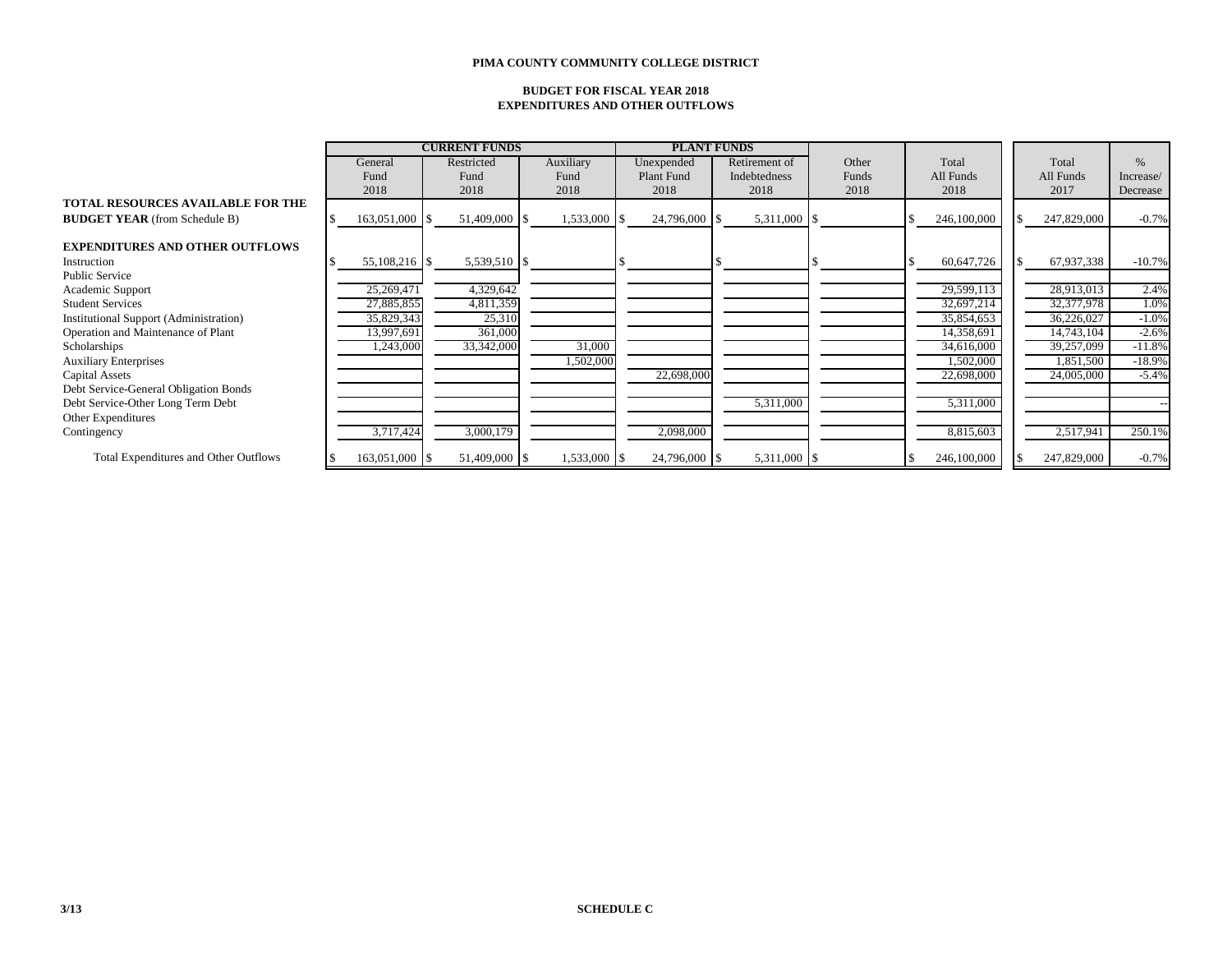**PIMA COUNTY COMMUNITY COLLEGE DISTRICT**

**BUDGET FOR FISCAL YEAR 2018**
**EXPENDITURES AND OTHER OUTFLOWS**

| | CURRENT FUNDS | | | PLANT FUNDS | | | | | |
|---|---|---|---|---|---|---|---|---|---|
| | General Fund 2018 | Restricted Fund 2018 | Auxiliary Fund 2018 | Unexpended Plant Fund 2018 | Retirement of Indebtedness 2018 | Other Funds 2018 | Total All Funds 2018 | Total All Funds 2017 | % Increase/ Decrease |
| **TOTAL RESOURCES AVAILABLE FOR THE BUDGET YEAR** (from Schedule B) | $ 163,051,000 | $ 51,409,000 | $ 1,533,000 | $ 24,796,000 | $ 5,311,000 | $ | $ 246,100,000 | $ 247,829,000 | -0.7% |
| **EXPENDITURES AND OTHER OUTFLOWS** | | | | | | | | | |
| Instruction | $ 55,108,216 | $ 5,539,510 | $ | $ | $ | $ | $ 60,647,726 | $ 67,937,338 | -10.7% |
| Public Service | | | | | | | | | |
| Academic Support | 25,269,471 | 4,329,642 | | | | | 29,599,113 | 28,913,013 | 2.4% |
| Student Services | 27,885,855 | 4,811,359 | | | | | 32,697,214 | 32,377,978 | 1.0% |
| Institutional Support (Administration) | 35,829,343 | 25,310 | | | | | 35,854,653 | 36,226,027 | -1.0% |
| Operation and Maintenance of Plant | 13,997,691 | 361,000 | | | | | 14,358,691 | 14,743,104 | -2.6% |
| Scholarships | 1,243,000 | 33,342,000 | 31,000 | | | | 34,616,000 | 39,257,099 | -11.8% |
| Auxiliary Enterprises | | | 1,502,000 | | | | 1,502,000 | 1,851,500 | -18.9% |
| Capital Assets | | | | 22,698,000 | | | 22,698,000 | 24,005,000 | -5.4% |
| Debt Service-General Obligation Bonds | | | | | | | | | |
| Debt Service-Other Long Term Debt | | | | | 5,311,000 | | 5,311,000 | | -- |
| Other Expenditures | | | | | | | | | |
| Contingency | 3,717,424 | 3,000,179 | | 2,098,000 | | | 8,815,603 | 2,517,941 | 250.1% |
| Total Expenditures and Other Outflows | $ 163,051,000 | $ 51,409,000 | $ 1,533,000 | $ 24,796,000 | $ 5,311,000 | $ | $ 246,100,000 | $ 247,829,000 | -0.7% |

3/13

**SCHEDULE C**